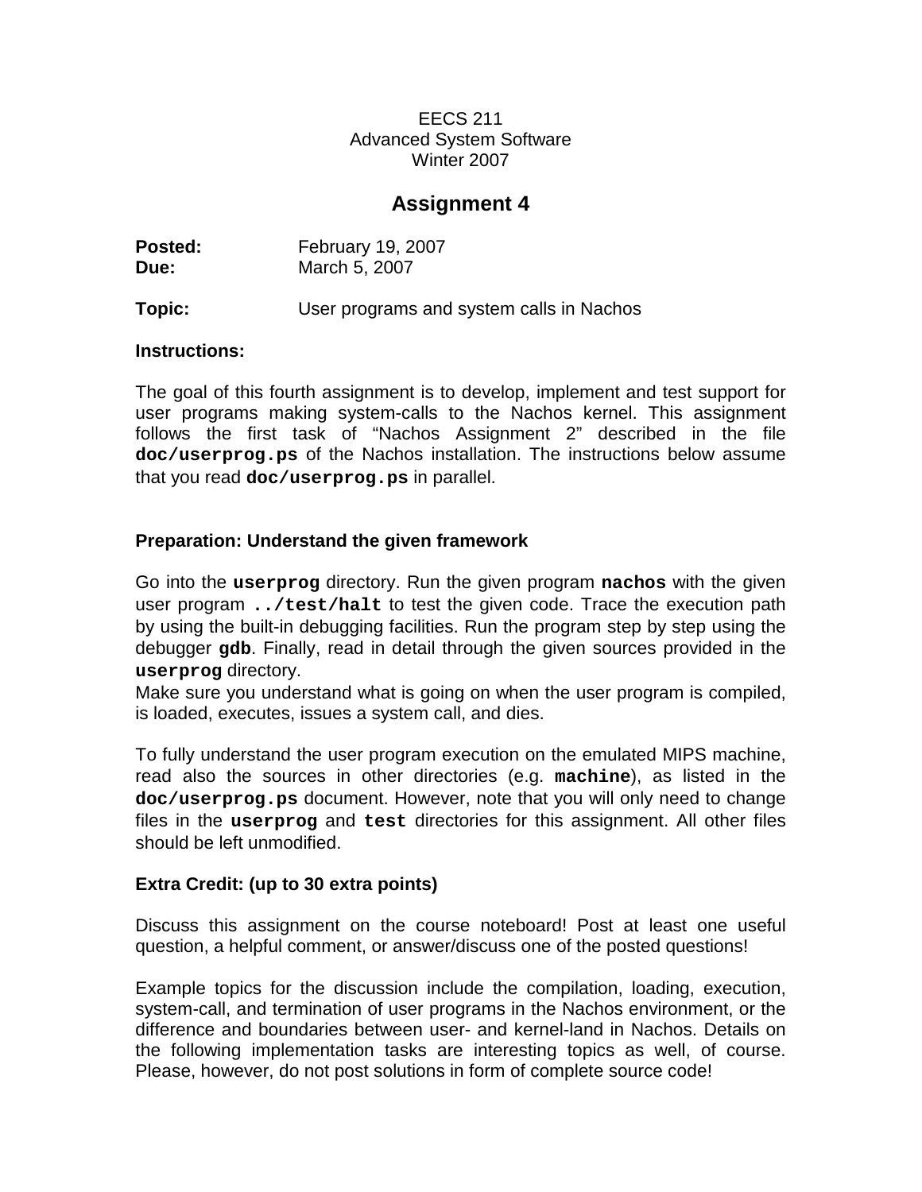EECS 211
Advanced System Software
Winter 2007

# Assignment 4

**Posted:** February 19, 2007
**Due:** March 5, 2007

**Topic:** User programs and system calls in Nachos

**Instructions:**

The goal of this fourth assignment is to develop, implement and test support for user programs making system-calls to the Nachos kernel. This assignment follows the first task of "Nachos Assignment 2" described in the file **`doc/userprog.ps`** of the Nachos installation. The instructions below assume that you read **`doc/userprog.ps`** in parallel.

### Preparation: Understand the given framework

Go into the **`userprog`** directory. Run the given program **`nachos`** with the given user program **`../test/halt`** to test the given code. Trace the execution path by using the built-in debugging facilities. Run the program step by step using the debugger **gdb**. Finally, read in detail through the given sources provided in the **`userprog`** directory.
Make sure you understand what is going on when the user program is compiled, is loaded, executes, issues a system call, and dies.

To fully understand the user program execution on the emulated MIPS machine, read also the sources in other directories (e.g. **`machine`**), as listed in the **`doc/userprog.ps`** document. However, note that you will only need to change files in the **`userprog`** and **`test`** directories for this assignment. All other files should be left unmodified.

### Extra Credit: (up to 30 extra points)

Discuss this assignment on the course noteboard! Post at least one useful question, a helpful comment, or answer/discuss one of the posted questions!

Example topics for the discussion include the compilation, loading, execution, system-call, and termination of user programs in the Nachos environment, or the difference and boundaries between user- and kernel-land in Nachos. Details on the following implementation tasks are interesting topics as well, of course. Please, however, do not post solutions in form of complete source code!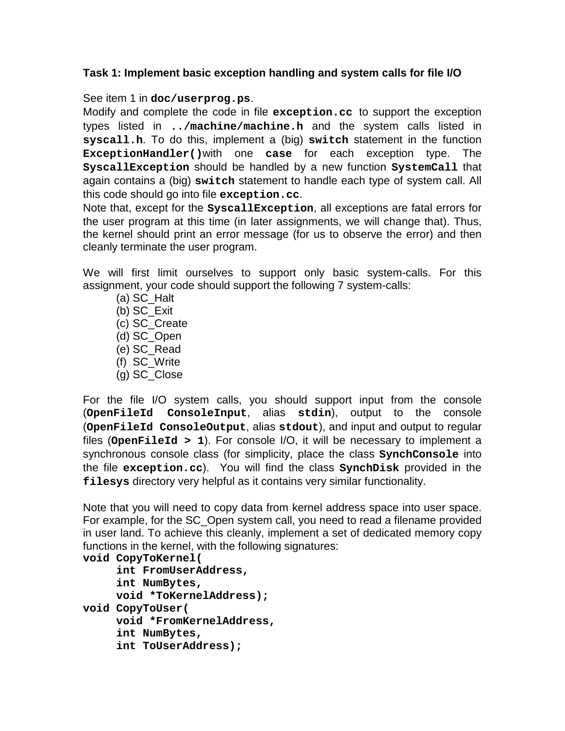**Task 1: Implement basic exception handling and system calls for file I/O**

See item 1 in **`doc/userprog.ps`**.

Modify and complete the code in file **`exception.cc`** to support the exception types listed in **`../machine/machine.h`** and the system calls listed in **`syscall.h`**. To do this, implement a (big) **`switch`** statement in the function **`ExceptionHandler()`** with one **`case`** for each exception type. The **`SyscallException`** should be handled by a new function **`SystemCall`** that again contains a (big) **`switch`** statement to handle each type of system call. All this code should go into file **`exception.cc`**.

Note that, except for the **`SyscallException`**, all exceptions are fatal errors for the user program at this time (in later assignments, we will change that). Thus, the kernel should print an error message (for us to observe the error) and then cleanly terminate the user program.

We will first limit ourselves to support only basic system-calls. For this assignment, your code should support the following 7 system-calls:

(a) SC_Halt
(b) SC_Exit
(c) SC_Create
(d) SC_Open
(e) SC_Read
(f) SC_Write
(g) SC_Close

For the file I/O system calls, you should support input from the console (**`OpenFileId ConsoleInput`**, alias **`stdin`**), output to the console (**`OpenFileId ConsoleOutput`**, alias **`stdout`**), and input and output to regular files (**`OpenFileId > 1`**). For console I/O, it will be necessary to implement a synchronous console class (for simplicity, place the class **`SynchConsole`** into the file **`exception.cc`**). You will find the class **`SynchDisk`** provided in the **`filesys`** directory very helpful as it contains very similar functionality.

Note that you will need to copy data from kernel address space into user space. For example, for the SC_Open system call, you need to read a filename provided in user land. To achieve this cleanly, implement a set of dedicated memory copy functions in the kernel, with the following signatures:

```
void CopyToKernel(
     int FromUserAddress,
     int NumBytes,
     void *ToKernelAddress);
void CopyToUser(
     void *FromKernelAddress,
     int NumBytes,
     int ToUserAddress);
```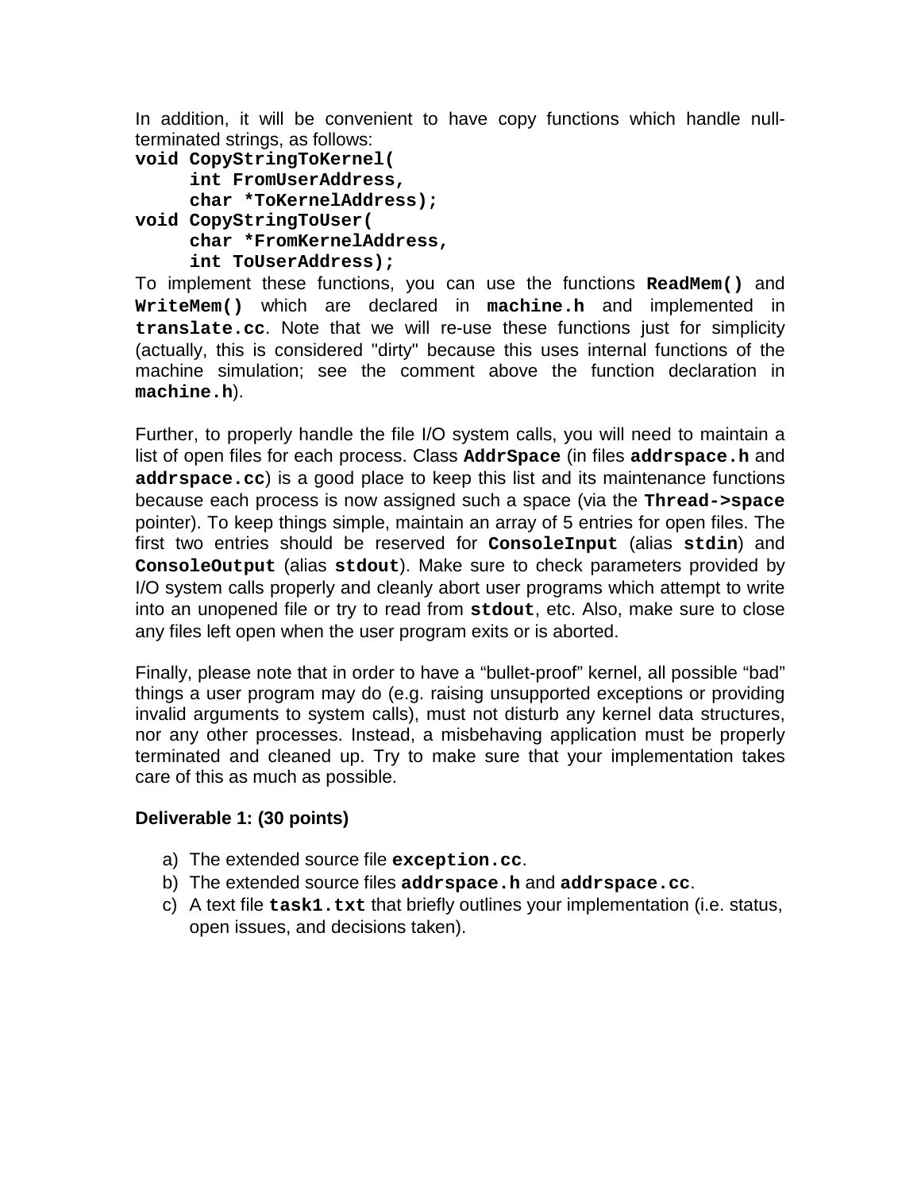In addition, it will be convenient to have copy functions which handle null-terminated strings, as follows:

```
void CopyStringToKernel(
     int FromUserAddress,
     char *ToKernelAddress);
void CopyStringToUser(
     char *FromKernelAddress,
     int ToUserAddress);
```

To implement these functions, you can use the functions **ReadMem()** and **WriteMem()** which are declared in **machine.h** and implemented in **translate.cc**. Note that we will re-use these functions just for simplicity (actually, this is considered "dirty" because this uses internal functions of the machine simulation; see the comment above the function declaration in **machine.h**).

Further, to properly handle the file I/O system calls, you will need to maintain a list of open files for each process. Class **AddrSpace** (in files **addrspace.h** and **addrspace.cc**) is a good place to keep this list and its maintenance functions because each process is now assigned such a space (via the **Thread->space** pointer). To keep things simple, maintain an array of 5 entries for open files. The first two entries should be reserved for **ConsoleInput** (alias **stdin**) and **ConsoleOutput** (alias **stdout**). Make sure to check parameters provided by I/O system calls properly and cleanly abort user programs which attempt to write into an unopened file or try to read from **stdout**, etc. Also, make sure to close any files left open when the user program exits or is aborted.

Finally, please note that in order to have a "bullet-proof" kernel, all possible "bad" things a user program may do (e.g. raising unsupported exceptions or providing invalid arguments to system calls), must not disturb any kernel data structures, nor any other processes. Instead, a misbehaving application must be properly terminated and cleaned up. Try to make sure that your implementation takes care of this as much as possible.

**Deliverable 1: (30 points)**

a) The extended source file **exception.cc**.
b) The extended source files **addrspace.h** and **addrspace.cc**.
c) A text file **task1.txt** that briefly outlines your implementation (i.e. status, open issues, and decisions taken).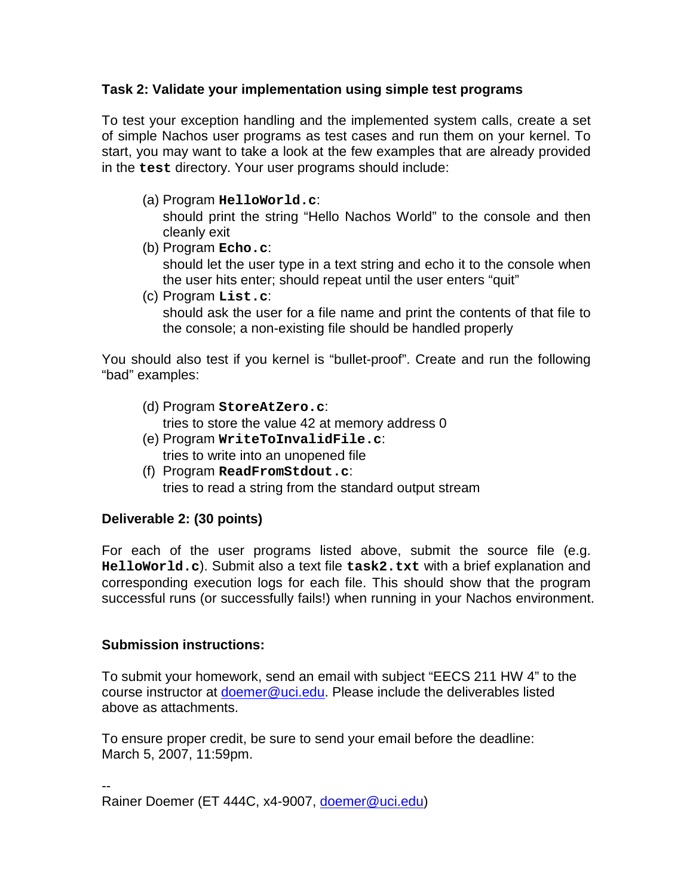**Task 2: Validate your implementation using simple test programs**

To test your exception handling and the implemented system calls, create a set of simple Nachos user programs as test cases and run them on your kernel. To start, you may want to take a look at the few examples that are already provided in the **`test`** directory. Your user programs should include:

(a) Program **`HelloWorld.c`**:
should print the string "Hello Nachos World" to the console and then cleanly exit

(b) Program **`Echo.c`**:
should let the user type in a text string and echo it to the console when the user hits enter; should repeat until the user enters "quit"

(c) Program **`List.c`**:
should ask the user for a file name and print the contents of that file to the console; a non-existing file should be handled properly

You should also test if you kernel is "bullet-proof". Create and run the following "bad" examples:

(d) Program **`StoreAtZero.c`**:
tries to store the value 42 at memory address 0

(e) Program **`WriteToInvalidFile.c`**:
tries to write into an unopened file

(f) Program **`ReadFromStdout.c`**:
tries to read a string from the standard output stream

**Deliverable 2: (30 points)**

For each of the user programs listed above, submit the source file (e.g. **`HelloWorld.c`**). Submit also a text file **`task2.txt`** with a brief explanation and corresponding execution logs for each file. This should show that the program successful runs (or successfully fails!) when running in your Nachos environment.

**Submission instructions:**

To submit your homework, send an email with subject "EECS 211 HW 4" to the course instructor at doemer@uci.edu. Please include the deliverables listed above as attachments.

To ensure proper credit, be sure to send your email before the deadline:
March 5, 2007, 11:59pm.

--
Rainer Doemer (ET 444C, x4-9007, doemer@uci.edu)